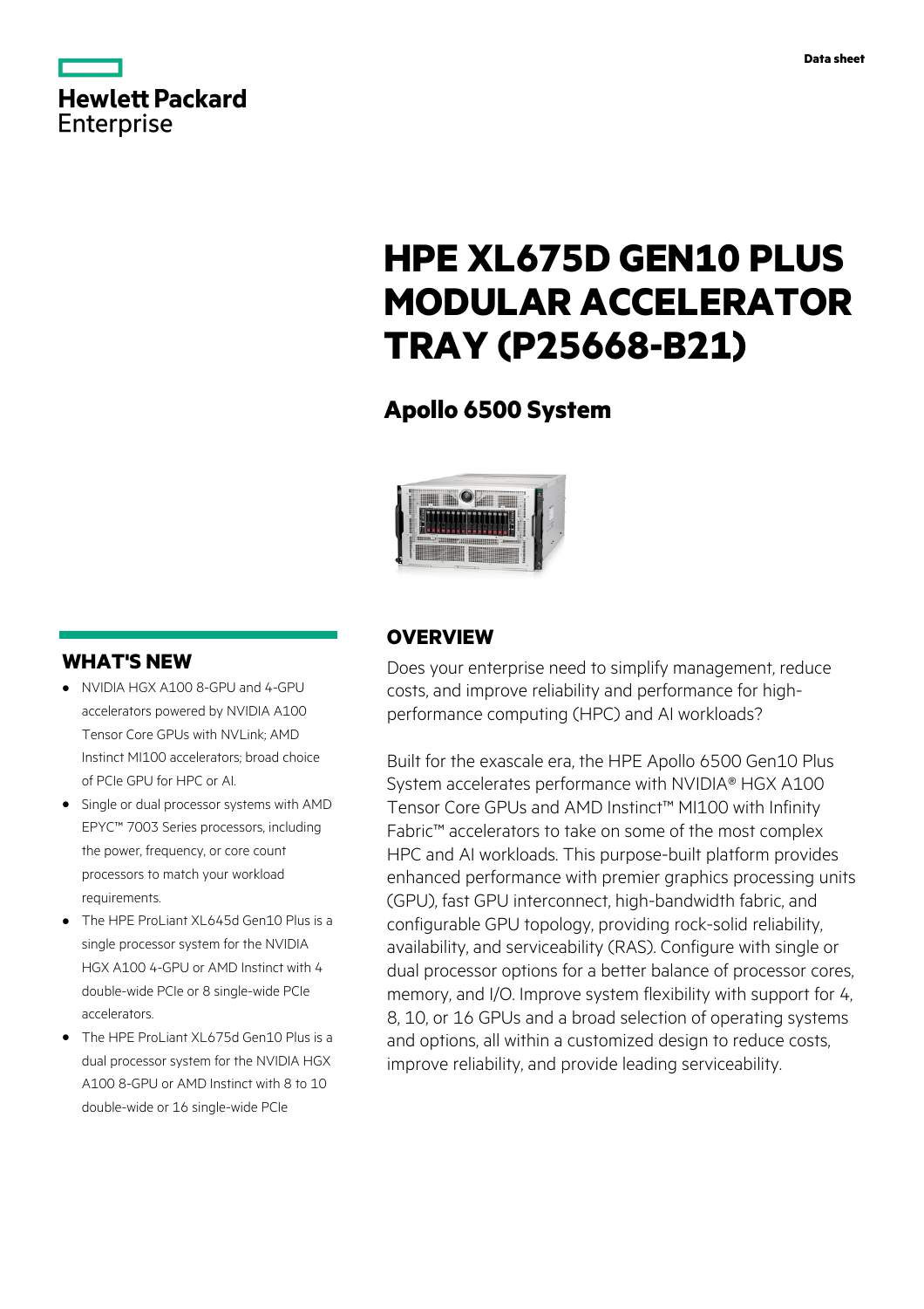Hewlett Packard Enterprise

Data sheet

# HPE XL675D GEN10 PLUS MODULAR ACCELERATOR TRAY (P25668-B21)

## Apollo 6500 System

## OVERVIEW

Does your enterprise need to simplify management, reduce costs, and improve reliability and performance for high-performance computing (HPC) and AI workloads?

Built for the exascale era, the HPE Apollo 6500 Gen10 Plus System accelerates performance with NVIDIA® HGX A100 Tensor Core GPUs and AMD Instinct™ MI100 with Infinity Fabric™ accelerators to take on some of the most complex HPC and AI workloads. This purpose-built platform provides enhanced performance with premier graphics processing units (GPU), fast GPU interconnect, high-bandwidth fabric, and configurable GPU topology, providing rock-solid reliability, availability, and serviceability (RAS). Configure with single or dual processor options for a better balance of processor cores, memory, and I/O. Improve system flexibility with support for 4, 8, 10, or 16 GPUs and a broad selection of operating systems and options, all within a customized design to reduce costs, improve reliability, and provide leading serviceability.

## WHAT'S NEW

- NVIDIA HGX A100 8-GPU and 4-GPU accelerators powered by NVIDIA A100 Tensor Core GPUs with NVLink; AMD Instinct MI100 accelerators; broad choice of PCIe GPU for HPC or AI.
- Single or dual processor systems with AMD EPYC™ 7003 Series processors, including the power, frequency, or core count processors to match your workload requirements.
- The HPE ProLiant XL645d Gen10 Plus is a single processor system for the NVIDIA HGX A100 4-GPU or AMD Instinct with 4 double-wide PCIe or 8 single-wide PCIe accelerators.
- The HPE ProLiant XL675d Gen10 Plus is a dual processor system for the NVIDIA HGX A100 8-GPU or AMD Instinct with 8 to 10 double-wide or 16 single-wide PCIe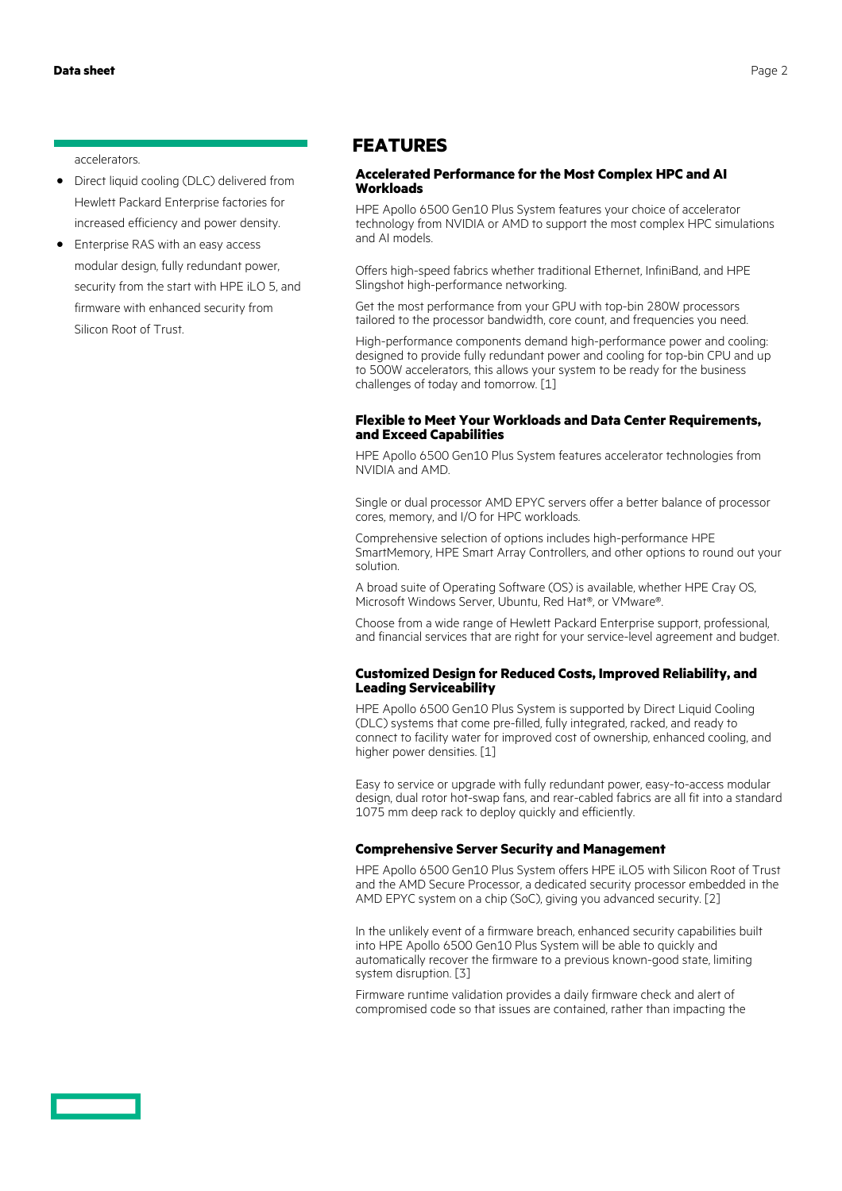accelerators.

- Direct liquid cooling (DLC) delivered from Hewlett Packard Enterprise factories for increased efficiency and power density.
- Enterprise RAS with an easy access modular design, fully redundant power, security from the start with HPE iLO 5, and firmware with enhanced security from Silicon Root of Trust.

## FEATURES

### Accelerated Performance for the Most Complex HPC and AI Workloads

HPE Apollo 6500 Gen10 Plus System features your choice of accelerator technology from NVIDIA or AMD to support the most complex HPC simulations and AI models.

Offers high-speed fabrics whether traditional Ethernet, InfiniBand, and HPE Slingshot high-performance networking.

Get the most performance from your GPU with top-bin 280W processors tailored to the processor bandwidth, core count, and frequencies you need.

High-performance components demand high-performance power and cooling: designed to provide fully redundant power and cooling for top-bin CPU and up to 500W accelerators, this allows your system to be ready for the business challenges of today and tomorrow. [1]

### Flexible to Meet Your Workloads and Data Center Requirements, and Exceed Capabilities

HPE Apollo 6500 Gen10 Plus System features accelerator technologies from NVIDIA and AMD.

Single or dual processor AMD EPYC servers offer a better balance of processor cores, memory, and I/O for HPC workloads.

Comprehensive selection of options includes high-performance HPE SmartMemory, HPE Smart Array Controllers, and other options to round out your solution.

A broad suite of Operating Software (OS) is available, whether HPE Cray OS, Microsoft Windows Server, Ubuntu, Red Hat®, or VMware®.

Choose from a wide range of Hewlett Packard Enterprise support, professional, and financial services that are right for your service-level agreement and budget.

### Customized Design for Reduced Costs, Improved Reliability, and Leading Serviceability

HPE Apollo 6500 Gen10 Plus System is supported by Direct Liquid Cooling (DLC) systems that come pre-filled, fully integrated, racked, and ready to connect to facility water for improved cost of ownership, enhanced cooling, and higher power densities. [1]

Easy to service or upgrade with fully redundant power, easy-to-access modular design, dual rotor hot-swap fans, and rear-cabled fabrics are all fit into a standard 1075 mm deep rack to deploy quickly and efficiently.

### Comprehensive Server Security and Management

HPE Apollo 6500 Gen10 Plus System offers HPE iLO5 with Silicon Root of Trust and the AMD Secure Processor, a dedicated security processor embedded in the AMD EPYC system on a chip (SoC), giving you advanced security. [2]

In the unlikely event of a firmware breach, enhanced security capabilities built into HPE Apollo 6500 Gen10 Plus System will be able to quickly and automatically recover the firmware to a previous known-good state, limiting system disruption. [3]

Firmware runtime validation provides a daily firmware check and alert of compromised code so that issues are contained, rather than impacting the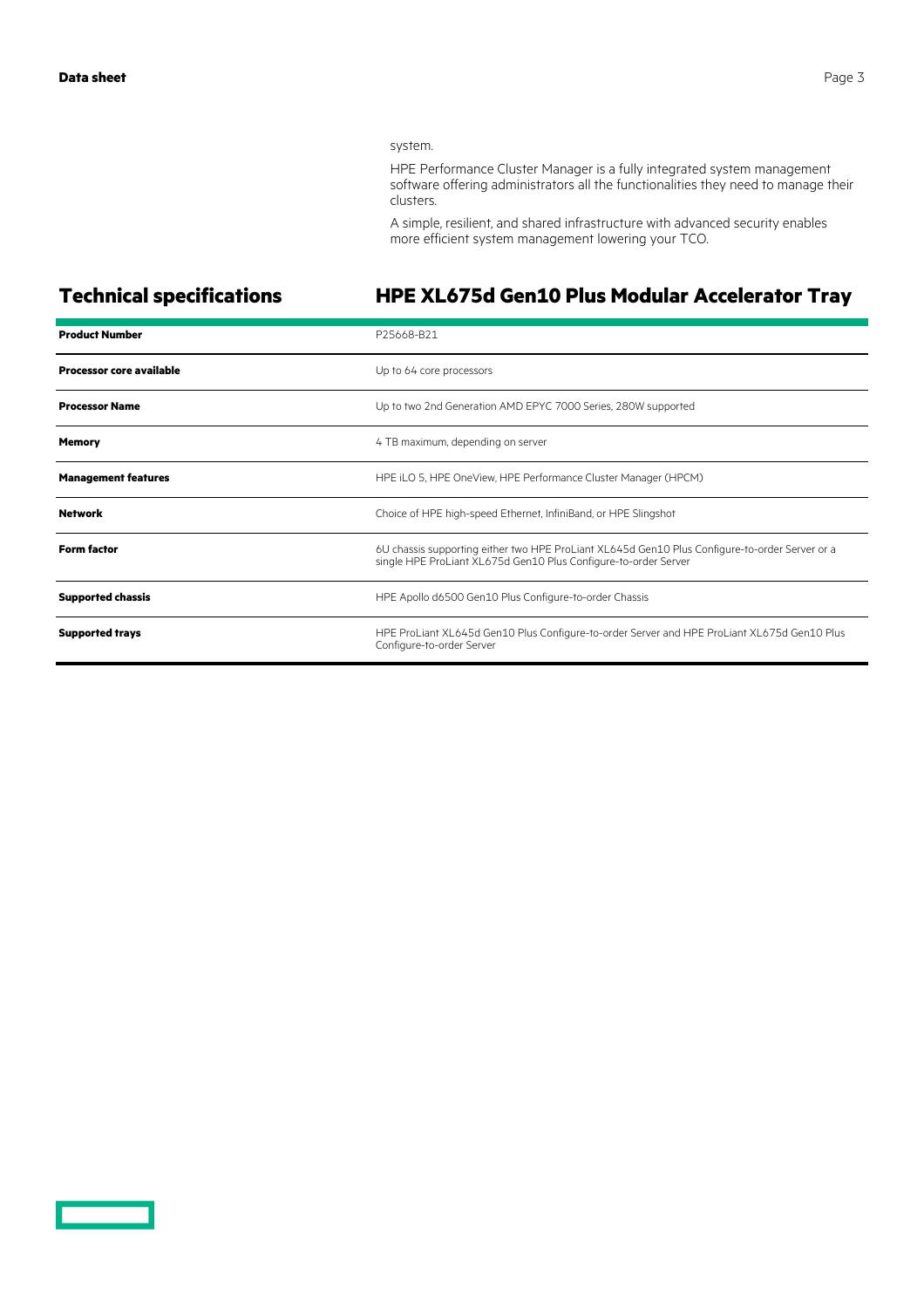system.

HPE Performance Cluster Manager is a fully integrated system management software offering administrators all the functionalities they need to manage their clusters.

A simple, resilient, and shared infrastructure with advanced security enables more efficient system management lowering your TCO.

## Technical specifications

## HPE XL675d Gen10 Plus Modular Accelerator Tray

| | |
|---|---|
| **Product Number** | P25668-B21 |
| **Processor core available** | Up to 64 core processors |
| **Processor Name** | Up to two 2nd Generation AMD EPYC 7000 Series, 280W supported |
| **Memory** | 4 TB maximum, depending on server |
| **Management features** | HPE iLO 5, HPE OneView, HPE Performance Cluster Manager (HPCM) |
| **Network** | Choice of HPE high-speed Ethernet, InfiniBand, or HPE Slingshot |
| **Form factor** | 6U chassis supporting either two HPE ProLiant XL645d Gen10 Plus Configure-to-order Server or a single HPE ProLiant XL675d Gen10 Plus Configure-to-order Server |
| **Supported chassis** | HPE Apollo d6500 Gen10 Plus Configure-to-order Chassis |
| **Supported trays** | HPE ProLiant XL645d Gen10 Plus Configure-to-order Server and HPE ProLiant XL675d Gen10 Plus Configure-to-order Server |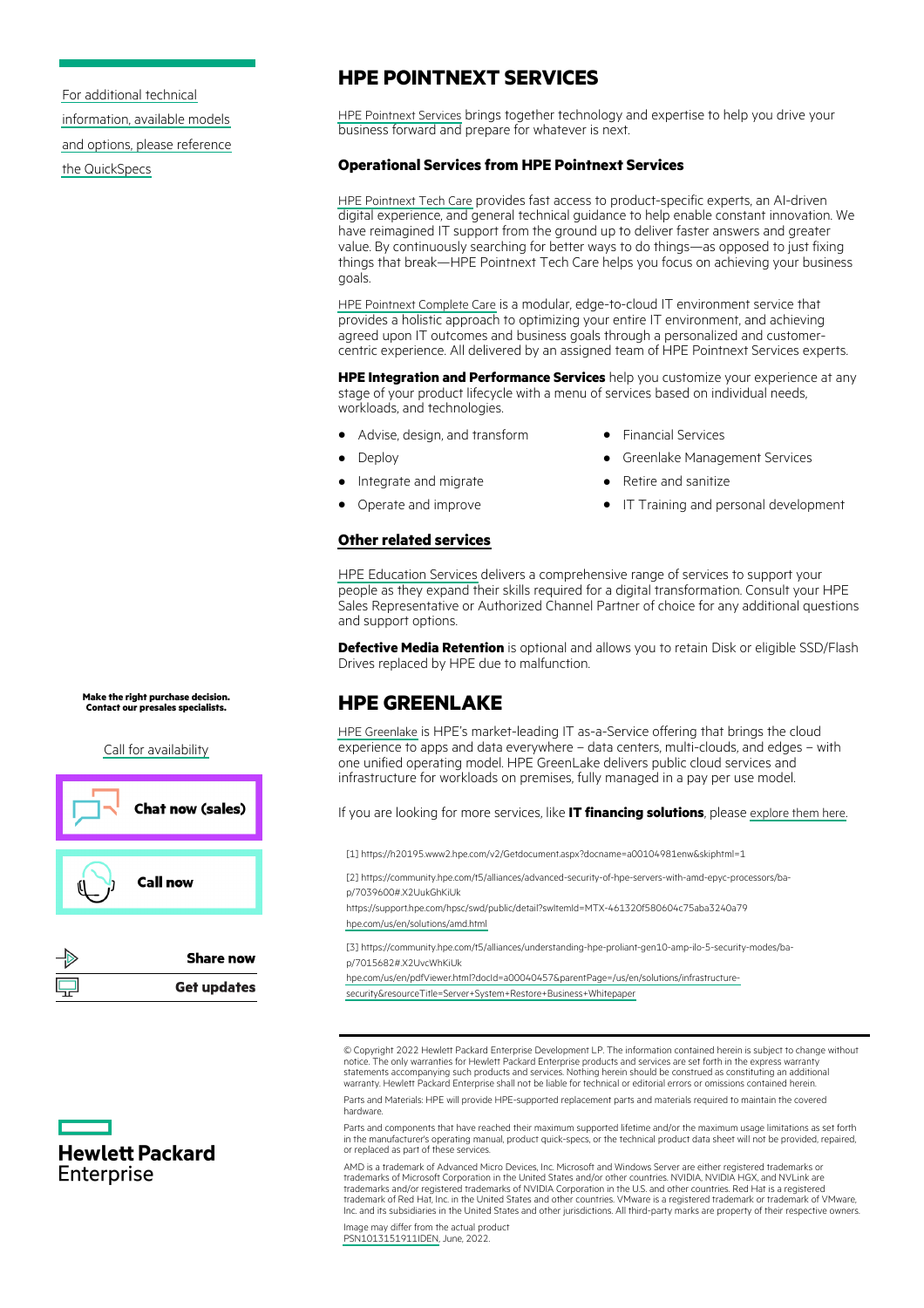For additional technical information, available models and options, please reference the QuickSpecs

## HPE POINTNEXT SERVICES

HPE Pointnext Services brings together technology and expertise to help you drive your business forward and prepare for whatever is next.

### Operational Services from HPE Pointnext Services

HPE Pointnext Tech Care provides fast access to product-specific experts, an AI-driven digital experience, and general technical guidance to help enable constant innovation. We have reimagined IT support from the ground up to deliver faster answers and greater value. By continuously searching for better ways to do things—as opposed to just fixing things that break—HPE Pointnext Tech Care helps you focus on achieving your business goals.

HPE Pointnext Complete Care is a modular, edge-to-cloud IT environment service that provides a holistic approach to optimizing your entire IT environment, and achieving agreed upon IT outcomes and business goals through a personalized and customer-centric experience. All delivered by an assigned team of HPE Pointnext Services experts.

**HPE Integration and Performance Services** help you customize your experience at any stage of your product lifecycle with a menu of services based on individual needs, workloads, and technologies.

- Advise, design, and transform
- Deploy
- Integrate and migrate
- Operate and improve
- Financial Services
- Greenlake Management Services
- Retire and sanitize
- IT Training and personal development

### Other related services

HPE Education Services delivers a comprehensive range of services to support your people as they expand their skills required for a digital transformation. Consult your HPE Sales Representative or Authorized Channel Partner of choice for any additional questions and support options.

**Defective Media Retention** is optional and allows you to retain Disk or eligible SSD/Flash Drives replaced by HPE due to malfunction.

## HPE GREENLAKE

HPE Greenlake is HPE's market-leading IT as-a-Service offering that brings the cloud experience to apps and data everywhere – data centers, multi-clouds, and edges – with one unified operating model. HPE GreenLake delivers public cloud services and infrastructure for workloads on premises, fully managed in a pay per use model.

If you are looking for more services, like **IT financing solutions**, please explore them here.

[1] https://h20195.www2.hpe.com/v2/Getdocument.aspx?docname=a00104981enw&skiphtml=1

[2] https://community.hpe.com/t5/alliances/advanced-security-of-hpe-servers-with-amd-epyc-processors/ba-p/7039600#.X2UukGhKiUk
https://support.hpe.com/hpsc/swd/public/detail?swItemId=MTX-461320f580604c75aba3240a79
hpe.com/us/en/solutions/amd.html

[3] https://community.hpe.com/t5/alliances/understanding-hpe-proliant-gen10-amp-ilo-5-security-modes/ba-p/7015682#.X2UvcWhKiUk
hpe.com/us/en/pdfViewer.html?docId=a00040457&parentPage=/us/en/solutions/infrastructure-security&resourceTitle=Server+System+Restore+Business+Whitepaper

**Make the right purchase decision. Contact our presales specialists.**

Call for availability

**Chat now (sales)**

**Call now**

**Share now**

**Get updates**

Hewlett Packard Enterprise

© Copyright 2022 Hewlett Packard Enterprise Development LP. The information contained herein is subject to change without notice. The only warranties for Hewlett Packard Enterprise products and services are set forth in the express warranty statements accompanying such products and services. Nothing herein should be construed as constituting an additional warranty. Hewlett Packard Enterprise shall not be liable for technical or editorial errors or omissions contained herein.

Parts and Materials: HPE will provide HPE-supported replacement parts and materials required to maintain the covered hardware.

Parts and components that have reached their maximum supported lifetime and/or the maximum usage limitations as set forth in the manufacturer's operating manual, product quick-specs, or the technical product data sheet will not be provided, repaired, or replaced as part of these services.

AMD is a trademark of Advanced Micro Devices, Inc. Microsoft and Windows Server are either registered trademarks or trademarks of Microsoft Corporation in the United States and/or other countries. NVIDIA, NVIDIA HGX, and NVLink are trademarks and/or registered trademarks of NVIDIA Corporation in the U.S. and other countries. Red Hat is a registered trademark of Red Hat, Inc. in the United States and other countries. VMware is a registered trademark or trademark of VMware, Inc. and its subsidiaries in the United States and other jurisdictions. All third-party marks are property of their respective owners.

Image may differ from the actual product
PSN1013151911IDEN, June, 2022.